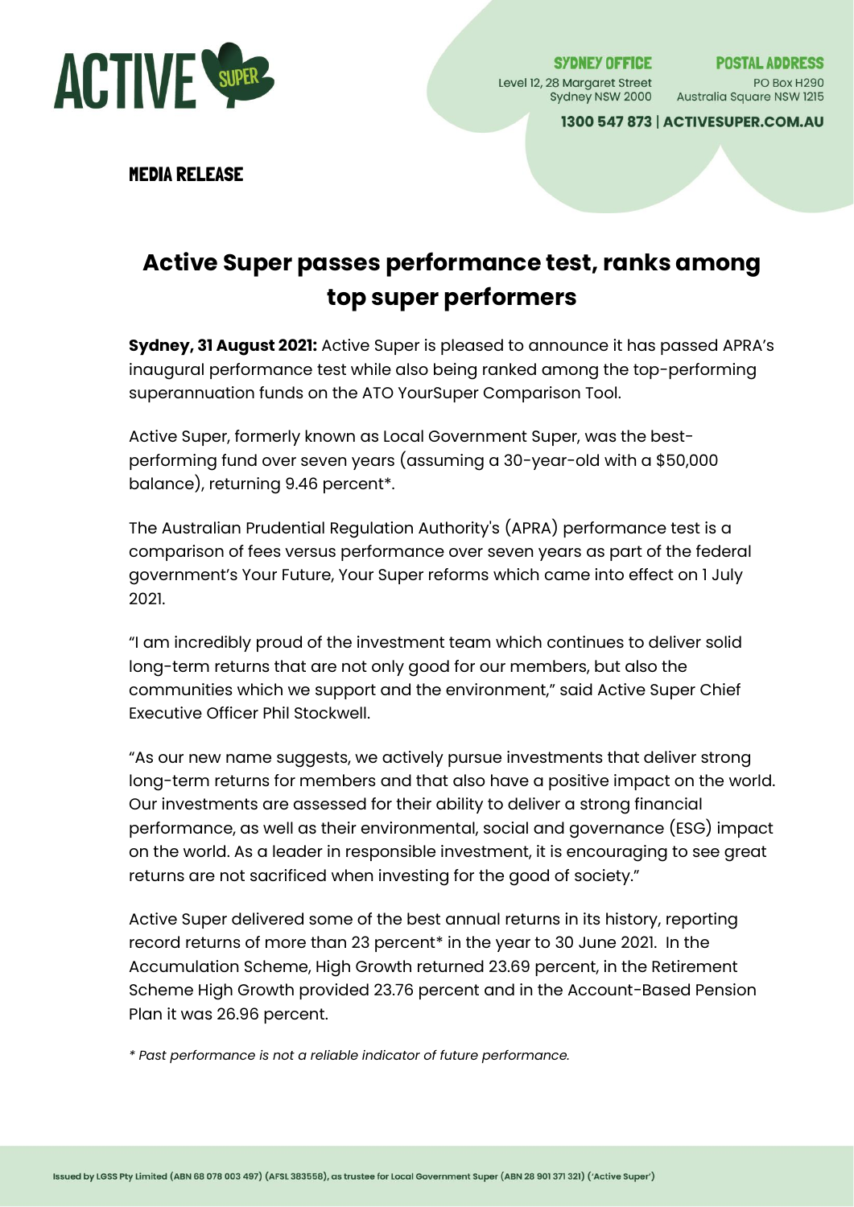**SYDNEY OFFICE**
Level 12, 28 Margaret Street
Sydney NSW 2000

**POSTAL ADDRESS**
PO Box H290
Australia Square NSW 1215

**1300 547 873 | ACTIVESUPER.COM.AU**

**MEDIA RELEASE**

# Active Super passes performance test, ranks among top super performers

**Sydney, 31 August 2021:** Active Super is pleased to announce it has passed APRA's inaugural performance test while also being ranked among the top-performing superannuation funds on the ATO YourSuper Comparison Tool.

Active Super, formerly known as Local Government Super, was the best-performing fund over seven years (assuming a 30-year-old with a $50,000 balance), returning 9.46 percent*.

The Australian Prudential Regulation Authority's (APRA) performance test is a comparison of fees versus performance over seven years as part of the federal government's Your Future, Your Super reforms which came into effect on 1 July 2021.

"I am incredibly proud of the investment team which continues to deliver solid long-term returns that are not only good for our members, but also the communities which we support and the environment," said Active Super Chief Executive Officer Phil Stockwell.

"As our new name suggests, we actively pursue investments that deliver strong long-term returns for members and that also have a positive impact on the world. Our investments are assessed for their ability to deliver a strong financial performance, as well as their environmental, social and governance (ESG) impact on the world. As a leader in responsible investment, it is encouraging to see great returns are not sacrificed when investing for the good of society."

Active Super delivered some of the best annual returns in its history, reporting record returns of more than 23 percent* in the year to 30 June 2021. In the Accumulation Scheme, High Growth returned 23.69 percent, in the Retirement Scheme High Growth provided 23.76 percent and in the Account-Based Pension Plan it was 26.96 percent.

*\* Past performance is not a reliable indicator of future performance.*

Issued by LGSS Pty Limited (ABN 68 078 003 497) (AFSL 383558), as trustee for Local Government Super (ABN 28 901 371 321) ('Active Super')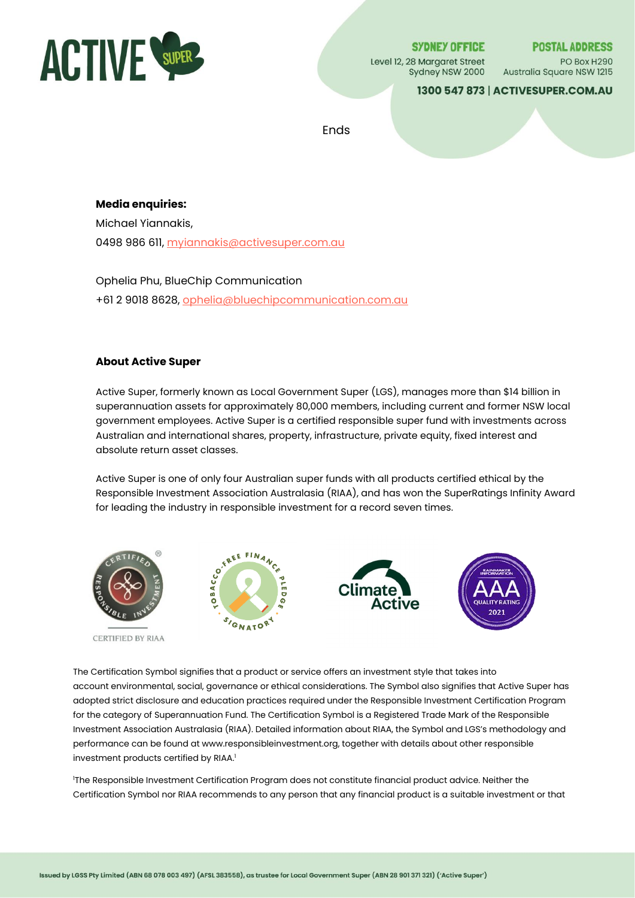Ends

**Media enquiries:**

Michael Yiannakis,

0498 986 611, myiannakis@activesuper.com.au

Ophelia Phu, BlueChip Communication

+61 2 9018 8628, ophelia@bluechipcommunication.com.au

**About Active Super**

Active Super, formerly known as Local Government Super (LGS), manages more than $14 billion in superannuation assets for approximately 80,000 members, including current and former NSW local government employees. Active Super is a certified responsible super fund with investments across Australian and international shares, property, infrastructure, private equity, fixed interest and absolute return asset classes.

Active Super is one of only four Australian super funds with all products certified ethical by the Responsible Investment Association Australasia (RIAA), and has won the SuperRatings Infinity Award for leading the industry in responsible investment for a record seven times.

CERTIFIED BY RIAA

The Certification Symbol signifies that a product or service offers an investment style that takes into account environmental, social, governance or ethical considerations. The Symbol also signifies that Active Super has adopted strict disclosure and education practices required under the Responsible Investment Certification Program for the category of Superannuation Fund. The Certification Symbol is a Registered Trade Mark of the Responsible Investment Association Australasia (RIAA). Detailed information about RIAA, the Symbol and LGS's methodology and performance can be found at www.responsibleinvestment.org, together with details about other responsible investment products certified by RIAA.[1]

[1]The Responsible Investment Certification Program does not constitute financial product advice. Neither the Certification Symbol nor RIAA recommends to any person that any financial product is a suitable investment or that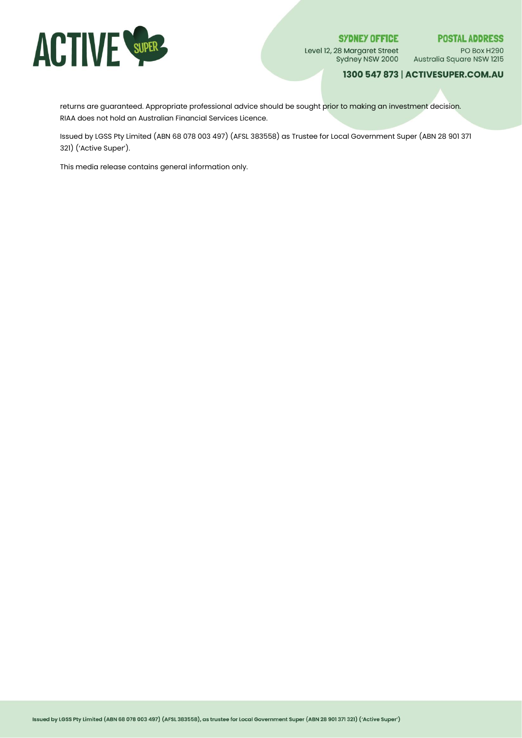returns are guaranteed. Appropriate professional advice should be sought prior to making an investment decision. RIAA does not hold an Australian Financial Services Licence.

Issued by LGSS Pty Limited (ABN 68 078 003 497) (AFSL 383558) as Trustee for Local Government Super (ABN 28 901 371 321) ('Active Super').

This media release contains general information only.